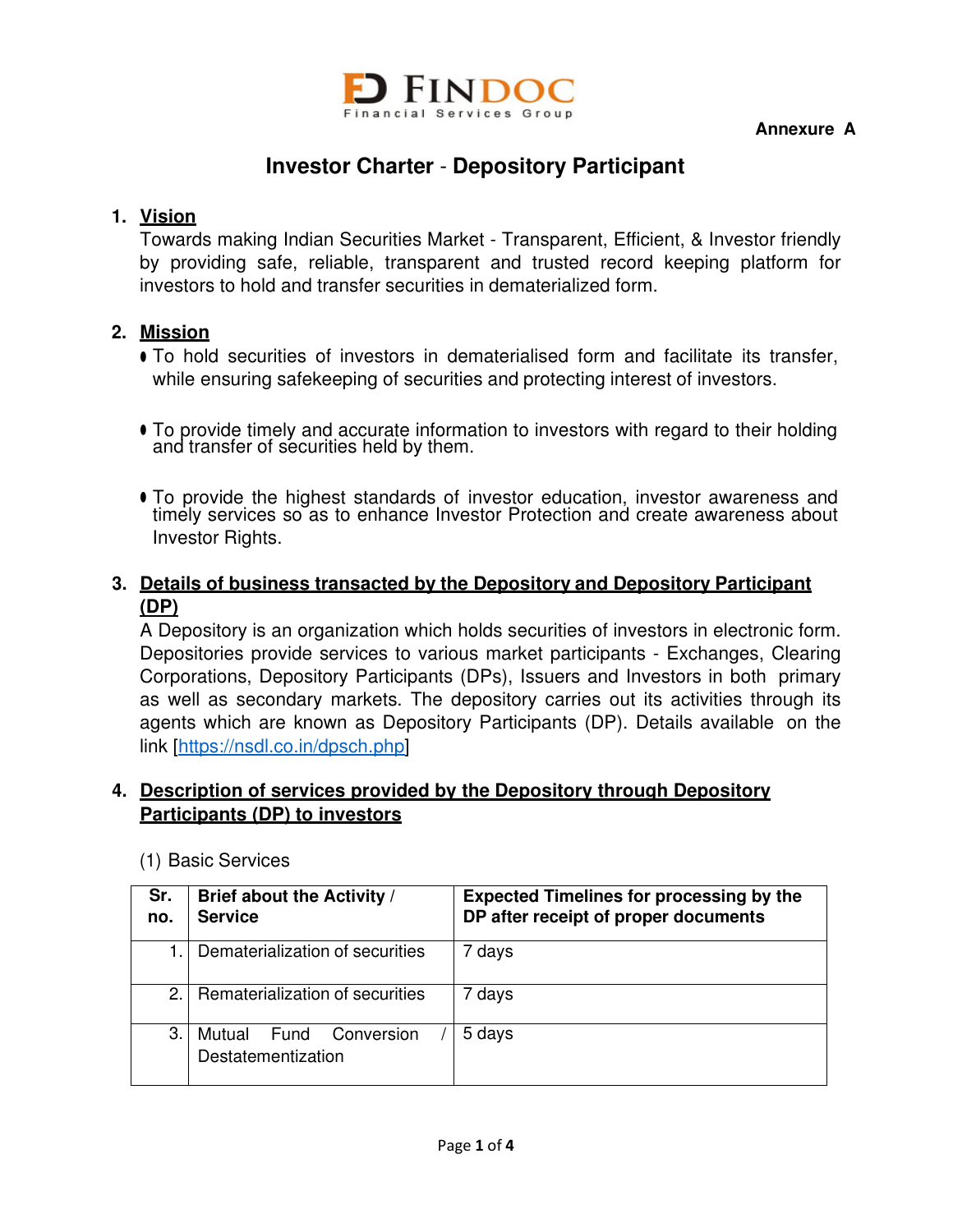FINDOC
Financial Services Group

**Annexure A**

# Investor Charter - Depository Participant

## 1. Vision

Towards making Indian Securities Market - Transparent, Efficient, & Investor friendly by providing safe, reliable, transparent and trusted record keeping platform for investors to hold and transfer securities in dematerialized form.

## 2. Mission

- To hold securities of investors in dematerialised form and facilitate its transfer, while ensuring safekeeping of securities and protecting interest of investors.
- To provide timely and accurate information to investors with regard to their holding and transfer of securities held by them.
- To provide the highest standards of investor education, investor awareness and timely services so as to enhance Investor Protection and create awareness about Investor Rights.

## 3. Details of business transacted by the Depository and Depository Participant (DP)

A Depository is an organization which holds securities of investors in electronic form. Depositories provide services to various market participants - Exchanges, Clearing Corporations, Depository Participants (DPs), Issuers and Investors in both primary as well as secondary markets. The depository carries out its activities through its agents which are known as Depository Participants (DP). Details available on the link [https://nsdl.co.in/dpsch.php]

## 4. Description of services provided by the Depository through Depository Participants (DP) to investors

(1) Basic Services

| Sr. no. | Brief about the Activity / Service | Expected Timelines for processing by the DP after receipt of proper documents |
|---|---|---|
| 1. | Dematerialization of securities | 7 days |
| 2. | Rematerialization of securities | 7 days |
| 3. | Mutual Fund Conversion / Destatementization | 5 days |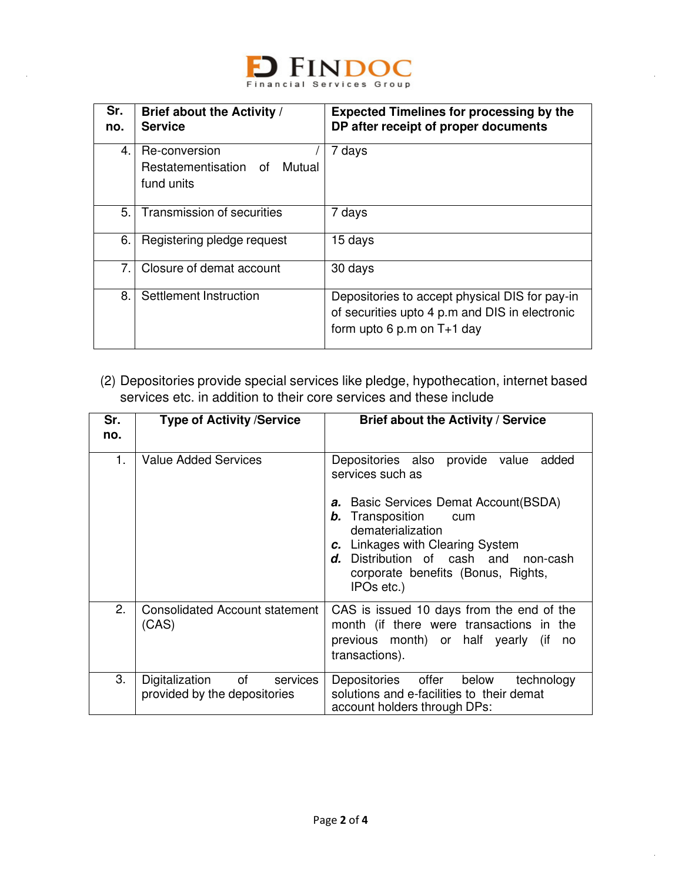| Sr. no. | Brief about the Activity / Service | Expected Timelines for processing by the DP after receipt of proper documents |
|---|---|---|
| 4. | Re-conversion / Restatementisation of Mutual fund units | 7 days |
| 5. | Transmission of securities | 7 days |
| 6. | Registering pledge request | 15 days |
| 7. | Closure of demat account | 30 days |
| 8. | Settlement Instruction | Depositories to accept physical DIS for pay-in of securities upto 4 p.m and DIS in electronic form upto 6 p.m on T+1 day |

(2) Depositories provide special services like pledge, hypothecation, internet based services etc. in addition to their core services and these include

| Sr. no. | Type of Activity /Service | Brief about the Activity / Service |
|---|---|---|
| 1. | Value Added Services | Depositories also provide value added services such as<br><br>***a.*** Basic Services Demat Account(BSDA)<br>***b.*** Transposition cum dematerialization<br>***c.*** Linkages with Clearing System<br>***d.*** Distribution of cash and non-cash corporate benefits (Bonus, Rights, IPOs etc.) |
| 2. | Consolidated Account statement (CAS) | CAS is issued 10 days from the end of the month (if there were transactions in the previous month) or half yearly (if no transactions). |
| 3. | Digitalization of services provided by the depositories | Depositories offer below technology solutions and e-facilities to their demat account holders through DPs: |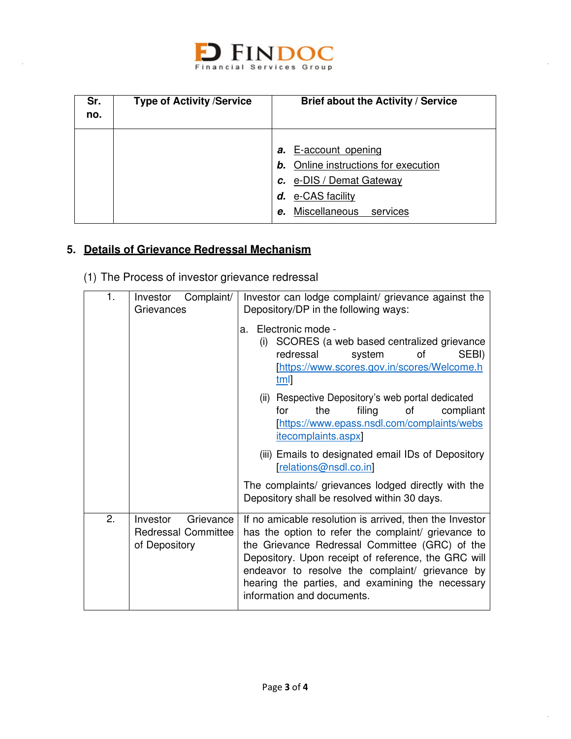| Sr. no. | Type of Activity /Service | Brief about the Activity / Service |
|---|---|---|
| | | ***a.*** E-account opening<br>***b.*** Online instructions for execution<br>***c.*** e-DIS / Demat Gateway<br>***d.*** e-CAS facility<br>***e.*** Miscellaneous services |

## 5. Details of Grievance Redressal Mechanism

(1) The Process of investor grievance redressal

| | | |
|---|---|---|
| 1. | Investor Complaint/ Grievances | Investor can lodge complaint/ grievance against the Depository/DP in the following ways:<br><br>a. Electronic mode -<br>(i) SCORES (a web based centralized grievance redressal system of SEBI) [https://www.scores.gov.in/scores/Welcome.html]<br>(ii) Respective Depository's web portal dedicated for the filing of compliant [https://www.epass.nsdl.com/complaints/websitecomplaints.aspx]<br>(iii) Emails to designated email IDs of Depository [relations@nsdl.co.in]<br><br>The complaints/ grievances lodged directly with the Depository shall be resolved within 30 days. |
| 2. | Investor Grievance Redressal Committee of Depository | If no amicable resolution is arrived, then the Investor has the option to refer the complaint/ grievance to the Grievance Redressal Committee (GRC) of the Depository. Upon receipt of reference, the GRC will endeavor to resolve the complaint/ grievance by hearing the parties, and examining the necessary information and documents. |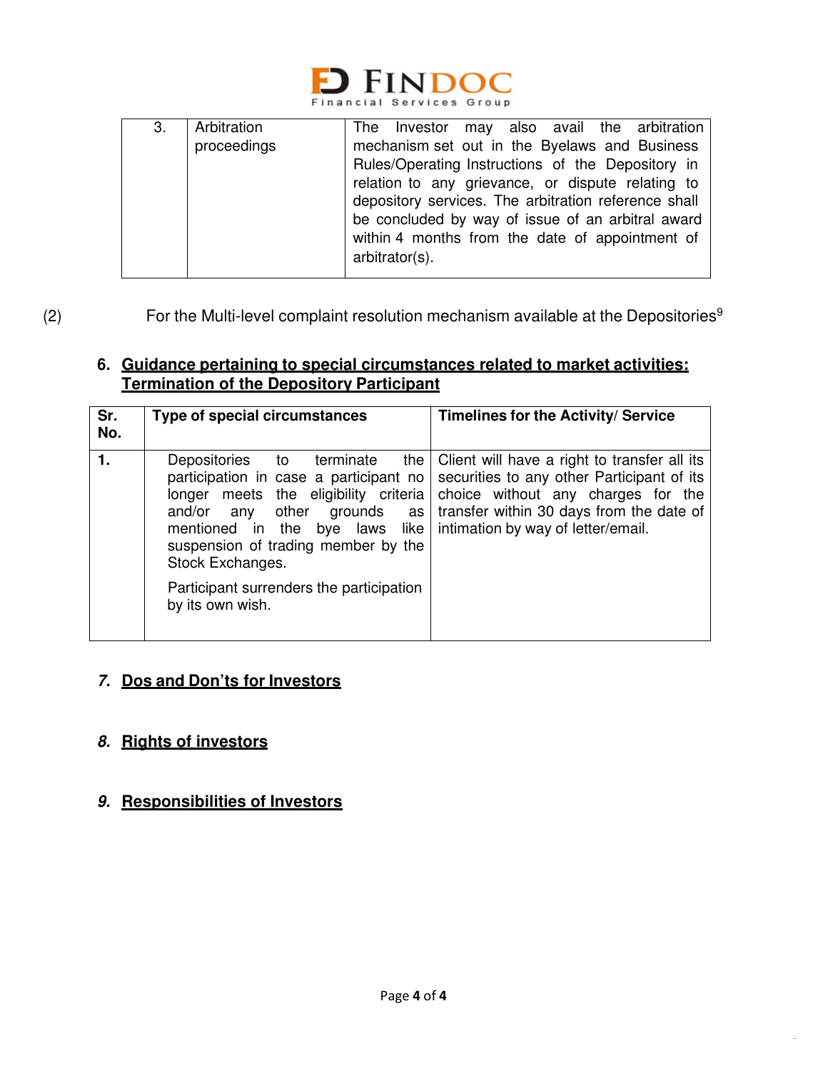| | | |
|---|---|---|
| 3. | Arbitration proceedings | The Investor may also avail the arbitration mechanism set out in the Byelaws and Business Rules/Operating Instructions of the Depository in relation to any grievance, or dispute relating to depository services. The arbitration reference shall be concluded by way of issue of an arbitral award within 4 months from the date of appointment of arbitrator(s). |

(2) For the Multi-level complaint resolution mechanism available at the Depositories[9]

## 6. Guidance pertaining to special circumstances related to market activities: Termination of the Depository Participant

| Sr. No. | Type of special circumstances | Timelines for the Activity/ Service |
|---|---|---|
| 1. | Depositories to terminate the participation in case a participant no longer meets the eligibility criteria and/or any other grounds as mentioned in the bye laws like suspension of trading member by the Stock Exchanges.<br><br>Participant surrenders the participation by its own wish. | Client will have a right to transfer all its securities to any other Participant of its choice without any charges for the transfer within 30 days from the date of intimation by way of letter/email. |

## *7.* Dos and Don'ts for Investors

## *8.* Rights of investors

## *9.* Responsibilities of Investors